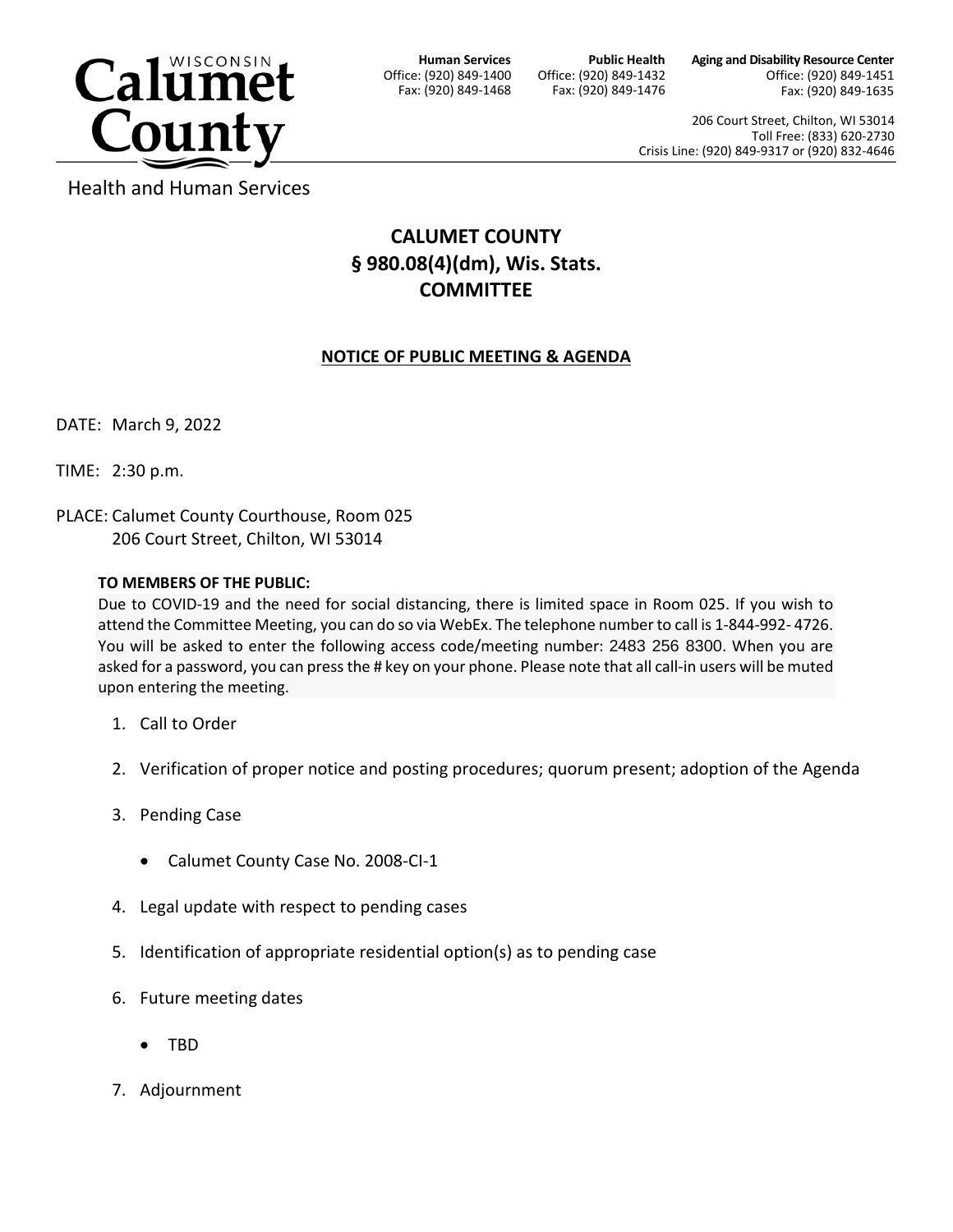Calumet County Health and Human Services

**Human Services**
Office: (920) 849-1400
Fax: (920) 849-1468

**Public Health**
Office: (920) 849-1432
Fax: (920) 849-1476

**Aging and Disability Resource Center**
Office: (920) 849-1451
Fax: (920) 849-1635

206 Court Street, Chilton, WI 53014
Toll Free: (833) 620-2730
Crisis Line: (920) 849-9317 or (920) 832-4646

# CALUMET COUNTY
# § 980.08(4)(dm), Wis. Stats.
# COMMITTEE

## NOTICE OF PUBLIC MEETING & AGENDA

DATE: March 9, 2022

TIME: 2:30 p.m.

PLACE: Calumet County Courthouse, Room 025
206 Court Street, Chilton, WI 53014

**TO MEMBERS OF THE PUBLIC:**
Due to COVID-19 and the need for social distancing, there is limited space in Room 025. If you wish to attend the Committee Meeting, you can do so via WebEx. The telephone number to call is 1-844-992- 4726. You will be asked to enter the following access code/meeting number: 2483 256 8300. When you are asked for a password, you can press the # key on your phone. Please note that all call-in users will be muted upon entering the meeting.

1. Call to Order
2. Verification of proper notice and posting procedures; quorum present; adoption of the Agenda
3. Pending Case
   - Calumet County Case No. 2008-CI-1
4. Legal update with respect to pending cases
5. Identification of appropriate residential option(s) as to pending case
6. Future meeting dates
   - TBD
7. Adjournment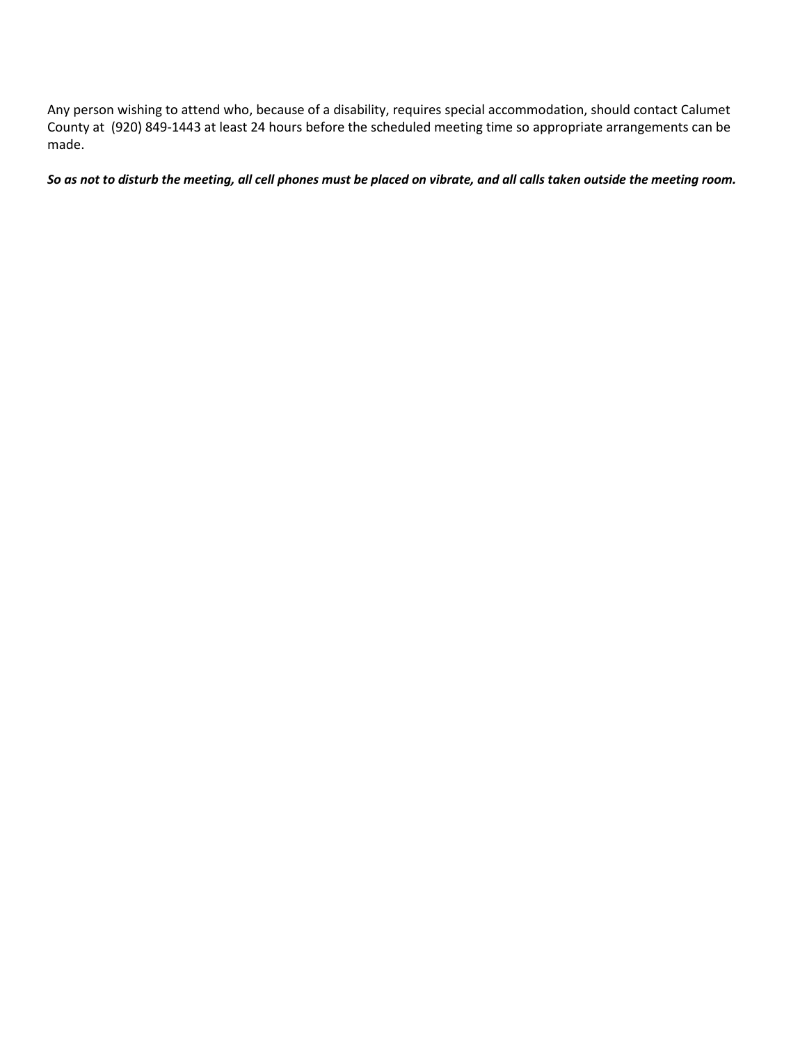Any person wishing to attend who, because of a disability, requires special accommodation, should contact Calumet County at (920) 849-1443 at least 24 hours before the scheduled meeting time so appropriate arrangements can be made.

***So as not to disturb the meeting, all cell phones must be placed on vibrate, and all calls taken outside the meeting room.***